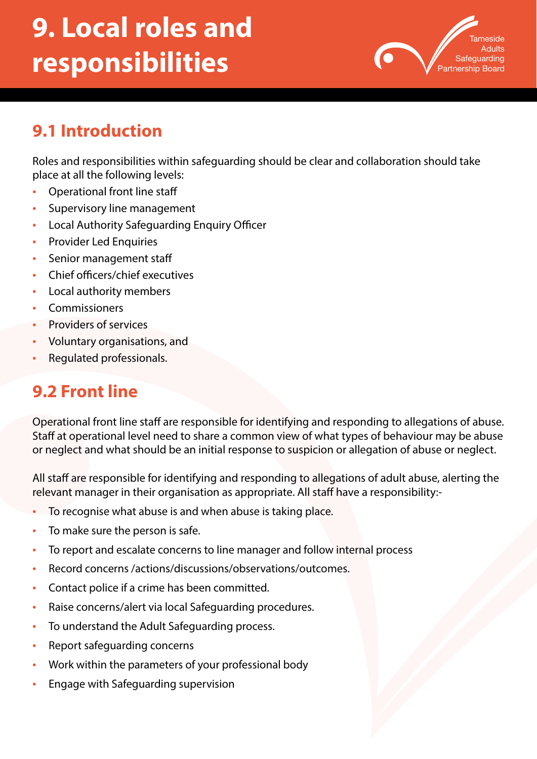# 9. Local roles and responsibilities

## 9.1 Introduction

Roles and responsibilities within safeguarding should be clear and collaboration should take place at all the following levels:

- Operational front line staff
- Supervisory line management
- Local Authority Safeguarding Enquiry Officer
- Provider Led Enquiries
- Senior management staff
- Chief officers/chief executives
- Local authority members
- Commissioners
- Providers of services
- Voluntary organisations, and
- Regulated professionals.

## 9.2 Front line

Operational front line staff are responsible for identifying and responding to allegations of abuse. Staff at operational level need to share a common view of what types of behaviour may be abuse or neglect and what should be an initial response to suspicion or allegation of abuse or neglect.

All staff are responsible for identifying and responding to allegations of adult abuse, alerting the relevant manager in their organisation as appropriate. All staff have a responsibility:-

- To recognise what abuse is and when abuse is taking place.
- To make sure the person is safe.
- To report and escalate concerns to line manager and follow internal process
- Record concerns /actions/discussions/observations/outcomes.
- Contact police if a crime has been committed.
- Raise concerns/alert via local Safeguarding procedures.
- To understand the Adult Safeguarding process.
- Report safeguarding concerns
- Work within the parameters of your professional body
- Engage with Safeguarding supervision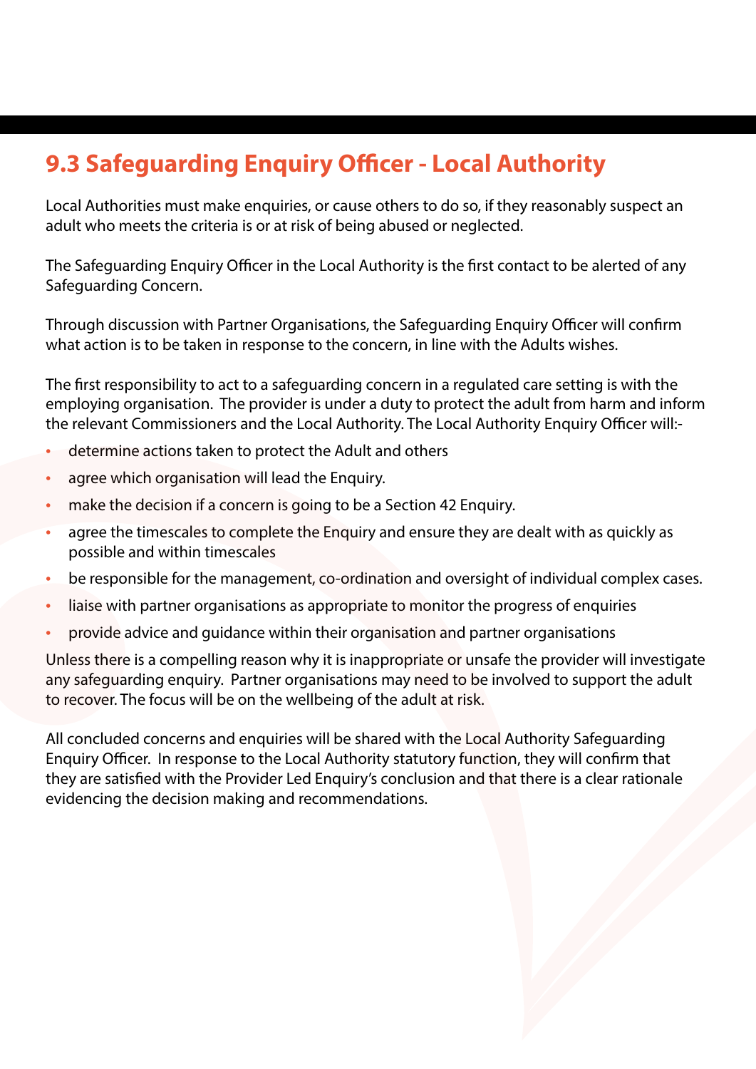## 9.3 Safeguarding Enquiry Officer - Local Authority

Local Authorities must make enquiries, or cause others to do so, if they reasonably suspect an adult who meets the criteria is or at risk of being abused or neglected.

The Safeguarding Enquiry Officer in the Local Authority is the first contact to be alerted of any Safeguarding Concern.

Through discussion with Partner Organisations, the Safeguarding Enquiry Officer will confirm what action is to be taken in response to the concern, in line with the Adults wishes.

The first responsibility to act to a safeguarding concern in a regulated care setting is with the employing organisation. The provider is under a duty to protect the adult from harm and inform the relevant Commissioners and the Local Authority. The Local Authority Enquiry Officer will:-

- determine actions taken to protect the Adult and others
- agree which organisation will lead the Enquiry.
- make the decision if a concern is going to be a Section 42 Enquiry.
- agree the timescales to complete the Enquiry and ensure they are dealt with as quickly as possible and within timescales
- be responsible for the management, co-ordination and oversight of individual complex cases.
- liaise with partner organisations as appropriate to monitor the progress of enquiries
- provide advice and guidance within their organisation and partner organisations

Unless there is a compelling reason why it is inappropriate or unsafe the provider will investigate any safeguarding enquiry. Partner organisations may need to be involved to support the adult to recover. The focus will be on the wellbeing of the adult at risk.

All concluded concerns and enquiries will be shared with the Local Authority Safeguarding Enquiry Officer. In response to the Local Authority statutory function, they will confirm that they are satisfied with the Provider Led Enquiry's conclusion and that there is a clear rationale evidencing the decision making and recommendations.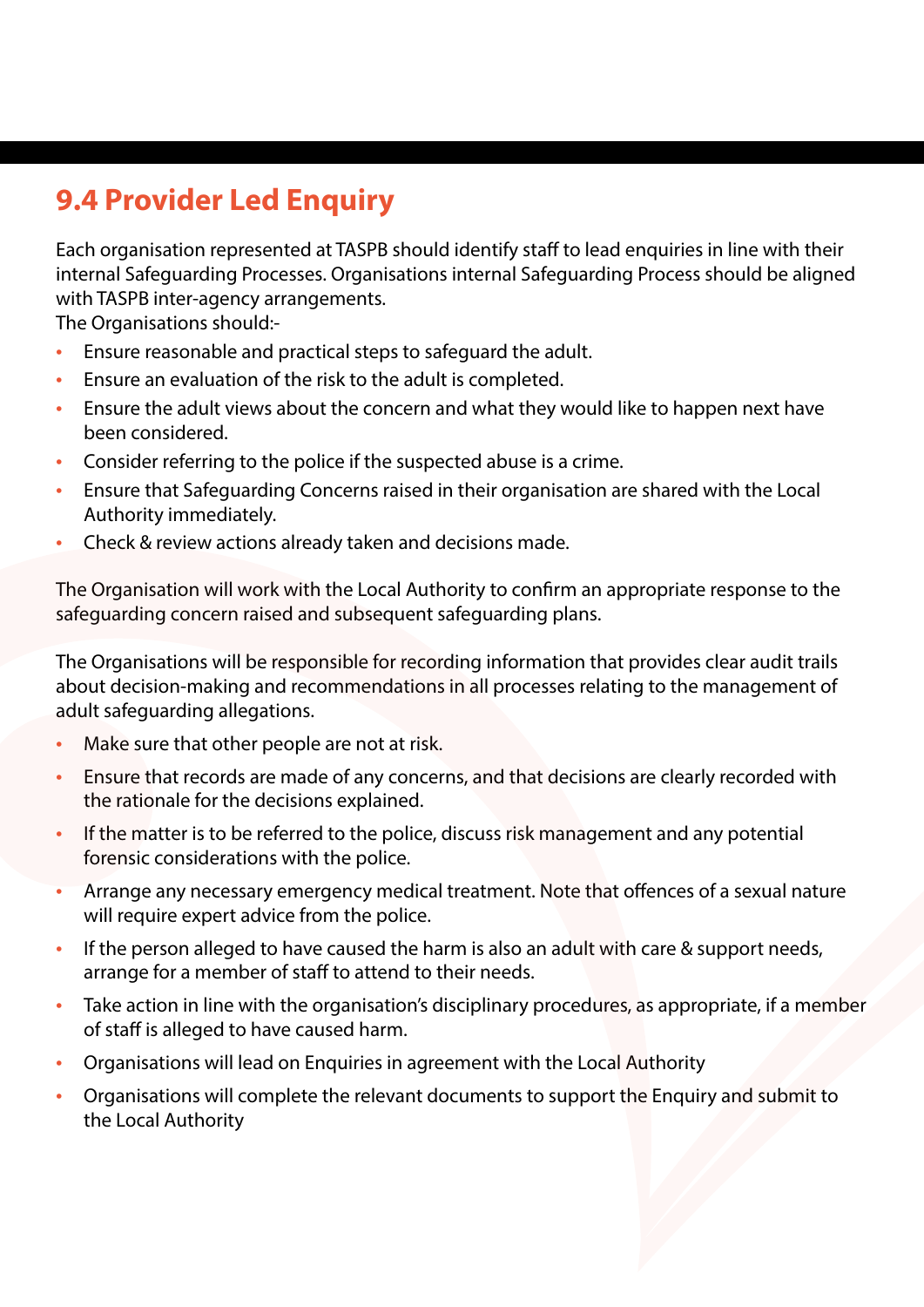## 9.4 Provider Led Enquiry

Each organisation represented at TASPB should identify staff to lead enquiries in line with their internal Safeguarding Processes. Organisations internal Safeguarding Process should be aligned with TASPB inter-agency arrangements.
The Organisations should:-

- Ensure reasonable and practical steps to safeguard the adult.
- Ensure an evaluation of the risk to the adult is completed.
- Ensure the adult views about the concern and what they would like to happen next have been considered.
- Consider referring to the police if the suspected abuse is a crime.
- Ensure that Safeguarding Concerns raised in their organisation are shared with the Local Authority immediately.
- Check & review actions already taken and decisions made.

The Organisation will work with the Local Authority to confirm an appropriate response to the safeguarding concern raised and subsequent safeguarding plans.

The Organisations will be responsible for recording information that provides clear audit trails about decision-making and recommendations in all processes relating to the management of adult safeguarding allegations.

- Make sure that other people are not at risk.
- Ensure that records are made of any concerns, and that decisions are clearly recorded with the rationale for the decisions explained.
- If the matter is to be referred to the police, discuss risk management and any potential forensic considerations with the police.
- Arrange any necessary emergency medical treatment. Note that offences of a sexual nature will require expert advice from the police.
- If the person alleged to have caused the harm is also an adult with care & support needs, arrange for a member of staff to attend to their needs.
- Take action in line with the organisation's disciplinary procedures, as appropriate, if a member of staff is alleged to have caused harm.
- Organisations will lead on Enquiries in agreement with the Local Authority
- Organisations will complete the relevant documents to support the Enquiry and submit to the Local Authority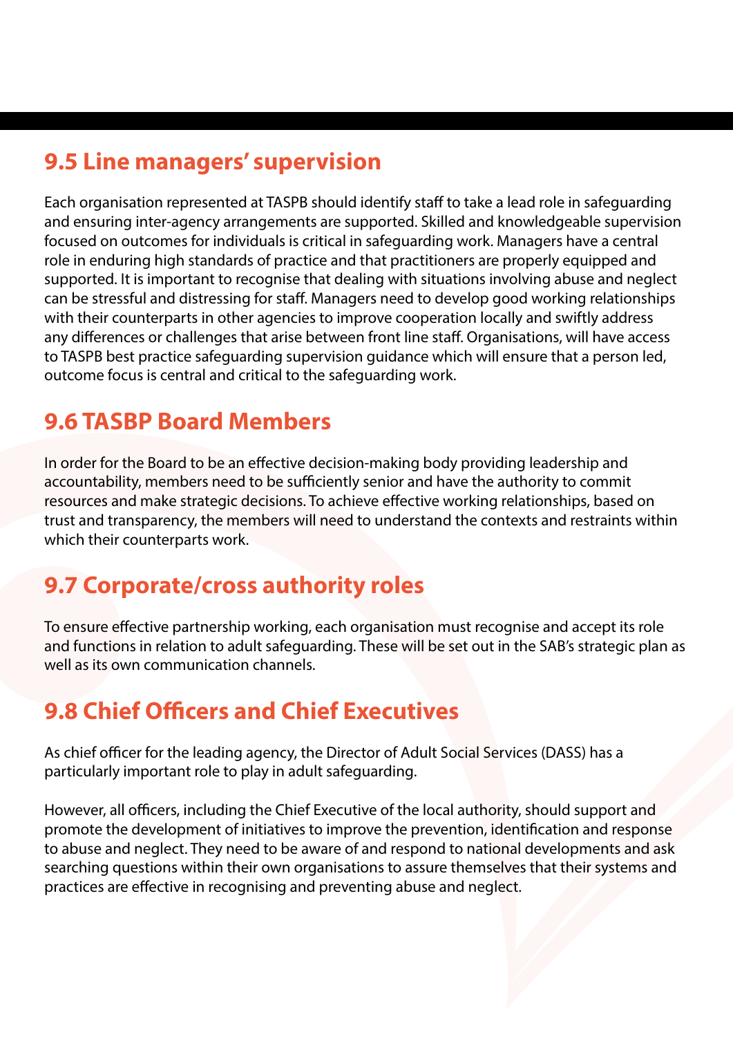## 9.5 Line managers' supervision

Each organisation represented at TASPB should identify staff to take a lead role in safeguarding and ensuring inter-agency arrangements are supported. Skilled and knowledgeable supervision focused on outcomes for individuals is critical in safeguarding work. Managers have a central role in enduring high standards of practice and that practitioners are properly equipped and supported. It is important to recognise that dealing with situations involving abuse and neglect can be stressful and distressing for staff. Managers need to develop good working relationships with their counterparts in other agencies to improve cooperation locally and swiftly address any differences or challenges that arise between front line staff. Organisations, will have access to TASPB best practice safeguarding supervision guidance which will ensure that a person led, outcome focus is central and critical to the safeguarding work.

## 9.6 TASBP Board Members

In order for the Board to be an effective decision-making body providing leadership and accountability, members need to be sufficiently senior and have the authority to commit resources and make strategic decisions. To achieve effective working relationships, based on trust and transparency, the members will need to understand the contexts and restraints within which their counterparts work.

## 9.7 Corporate/cross authority roles

To ensure effective partnership working, each organisation must recognise and accept its role and functions in relation to adult safeguarding. These will be set out in the SAB's strategic plan as well as its own communication channels.

## 9.8 Chief Officers and Chief Executives

As chief officer for the leading agency, the Director of Adult Social Services (DASS) has a particularly important role to play in adult safeguarding.

However, all officers, including the Chief Executive of the local authority, should support and promote the development of initiatives to improve the prevention, identification and response to abuse and neglect. They need to be aware of and respond to national developments and ask searching questions within their own organisations to assure themselves that their systems and practices are effective in recognising and preventing abuse and neglect.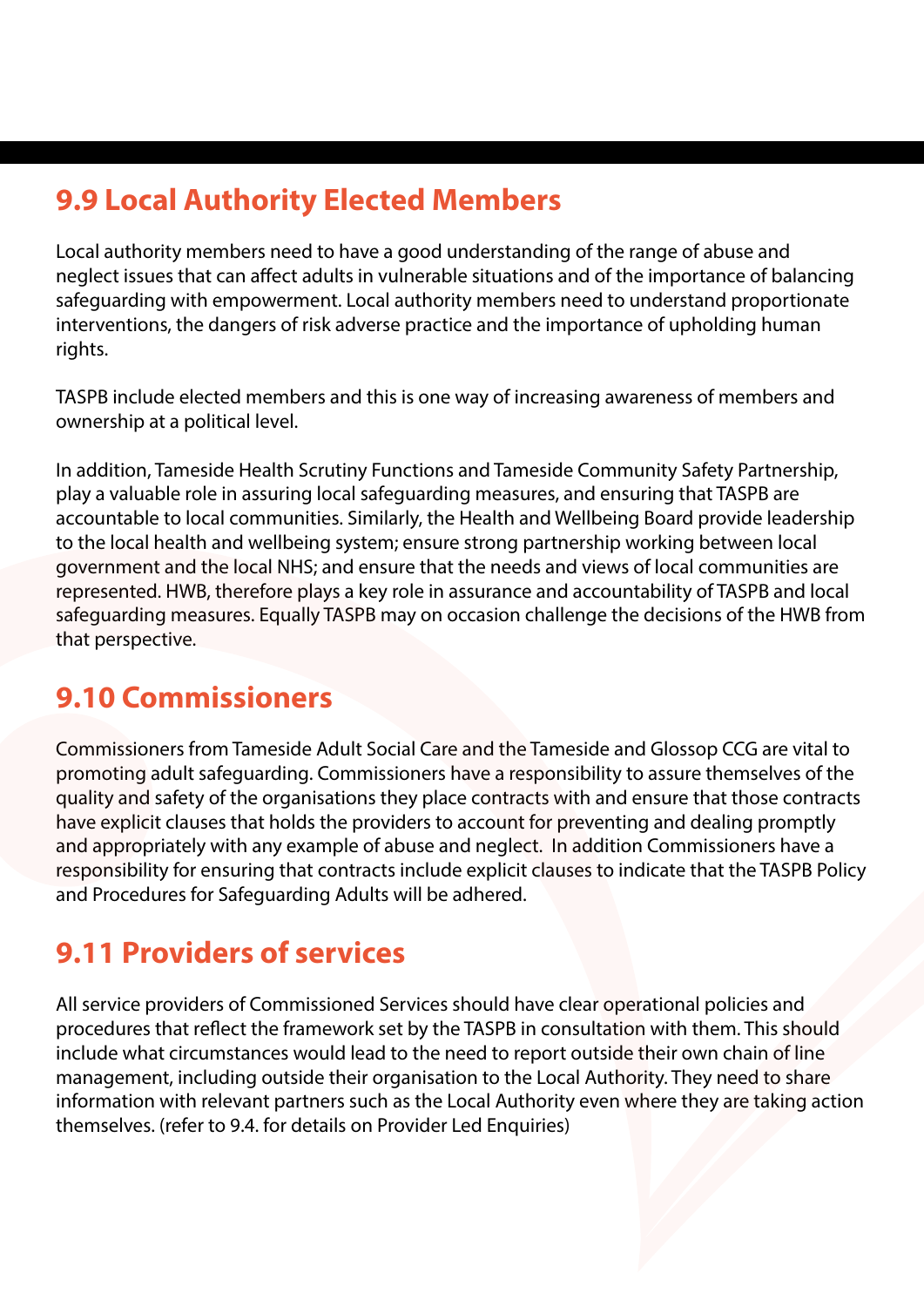## 9.9 Local Authority Elected Members

Local authority members need to have a good understanding of the range of abuse and neglect issues that can affect adults in vulnerable situations and of the importance of balancing safeguarding with empowerment. Local authority members need to understand proportionate interventions, the dangers of risk adverse practice and the importance of upholding human rights.

TASPB include elected members and this is one way of increasing awareness of members and ownership at a political level.

In addition, Tameside Health Scrutiny Functions and Tameside Community Safety Partnership, play a valuable role in assuring local safeguarding measures, and ensuring that TASPB are accountable to local communities. Similarly, the Health and Wellbeing Board provide leadership to the local health and wellbeing system; ensure strong partnership working between local government and the local NHS; and ensure that the needs and views of local communities are represented. HWB, therefore plays a key role in assurance and accountability of TASPB and local safeguarding measures. Equally TASPB may on occasion challenge the decisions of the HWB from that perspective.

## 9.10 Commissioners

Commissioners from Tameside Adult Social Care and the Tameside and Glossop CCG are vital to promoting adult safeguarding. Commissioners have a responsibility to assure themselves of the quality and safety of the organisations they place contracts with and ensure that those contracts have explicit clauses that holds the providers to account for preventing and dealing promptly and appropriately with any example of abuse and neglect. In addition Commissioners have a responsibility for ensuring that contracts include explicit clauses to indicate that the TASPB Policy and Procedures for Safeguarding Adults will be adhered.

## 9.11 Providers of services

All service providers of Commissioned Services should have clear operational policies and procedures that reflect the framework set by the TASPB in consultation with them. This should include what circumstances would lead to the need to report outside their own chain of line management, including outside their organisation to the Local Authority. They need to share information with relevant partners such as the Local Authority even where they are taking action themselves. (refer to 9.4. for details on Provider Led Enquiries)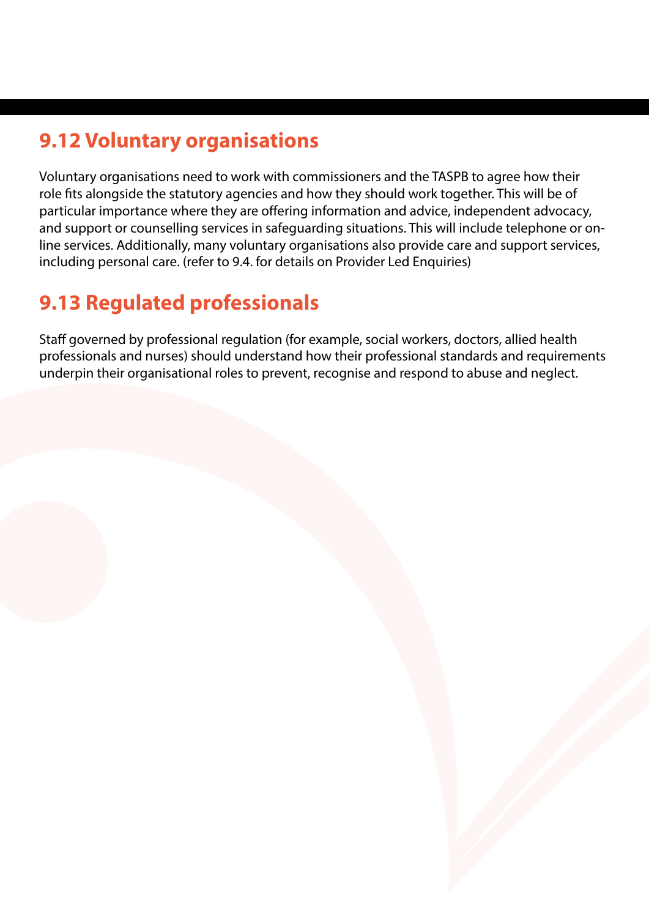## 9.12 Voluntary organisations

Voluntary organisations need to work with commissioners and the TASPB to agree how their role fits alongside the statutory agencies and how they should work together. This will be of particular importance where they are offering information and advice, independent advocacy, and support or counselling services in safeguarding situations. This will include telephone or on-line services. Additionally, many voluntary organisations also provide care and support services, including personal care. (refer to 9.4. for details on Provider Led Enquiries)

## 9.13 Regulated professionals

Staff governed by professional regulation (for example, social workers, doctors, allied health professionals and nurses) should understand how their professional standards and requirements underpin their organisational roles to prevent, recognise and respond to abuse and neglect.